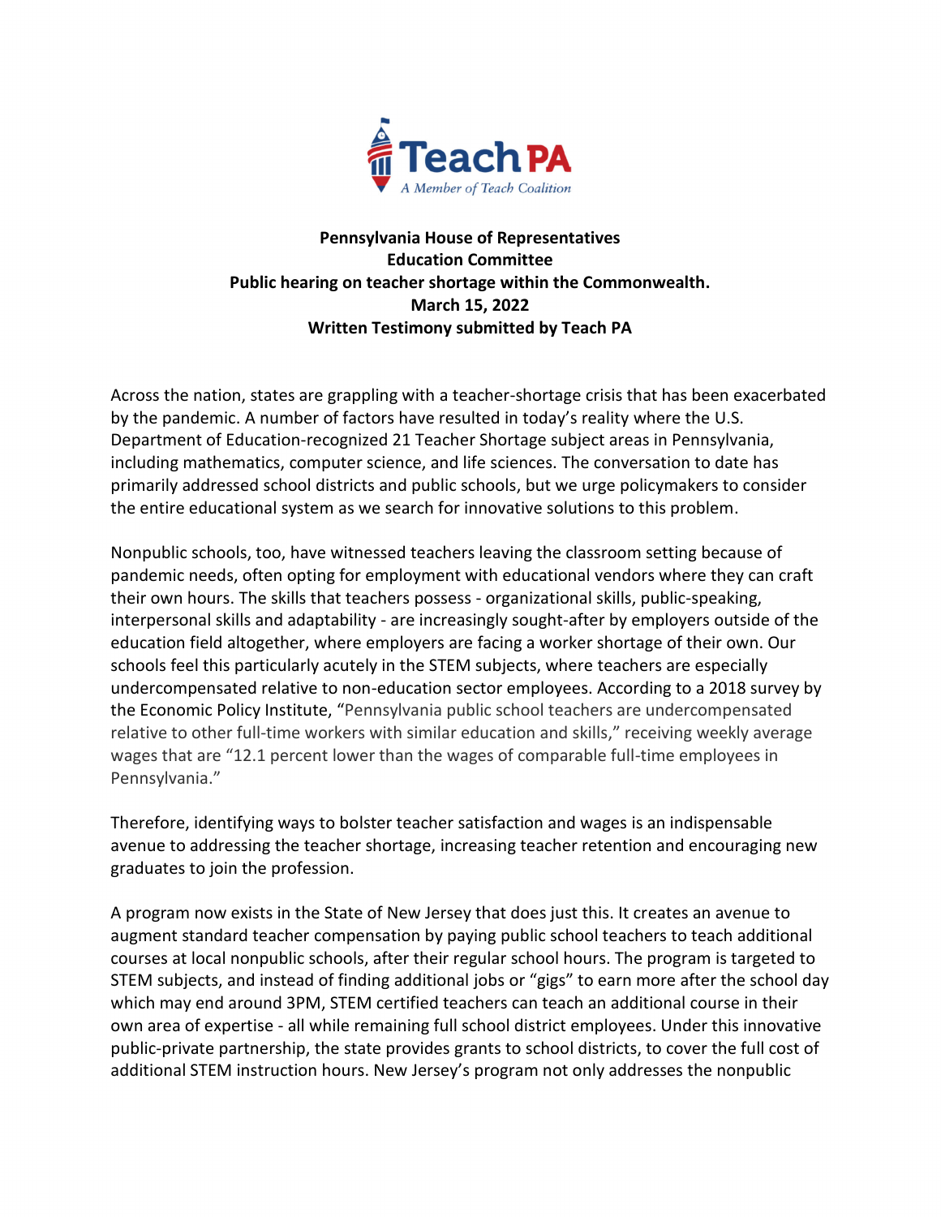Teach PA

*A Member of Teach Coalition*

**Pennsylvania House of Representatives**
**Education Committee**
**Public hearing on teacher shortage within the Commonwealth.**
**March 15, 2022**
**Written Testimony submitted by Teach PA**

Across the nation, states are grappling with a teacher-shortage crisis that has been exacerbated by the pandemic. A number of factors have resulted in today's reality where the U.S. Department of Education-recognized 21 Teacher Shortage subject areas in Pennsylvania, including mathematics, computer science, and life sciences. The conversation to date has primarily addressed school districts and public schools, but we urge policymakers to consider the entire educational system as we search for innovative solutions to this problem.

Nonpublic schools, too, have witnessed teachers leaving the classroom setting because of pandemic needs, often opting for employment with educational vendors where they can craft their own hours. The skills that teachers possess - organizational skills, public-speaking, interpersonal skills and adaptability - are increasingly sought-after by employers outside of the education field altogether, where employers are facing a worker shortage of their own. Our schools feel this particularly acutely in the STEM subjects, where teachers are especially undercompensated relative to non-education sector employees. According to a 2018 survey by the Economic Policy Institute, "Pennsylvania public school teachers are undercompensated relative to other full-time workers with similar education and skills," receiving weekly average wages that are "12.1 percent lower than the wages of comparable full-time employees in Pennsylvania."

Therefore, identifying ways to bolster teacher satisfaction and wages is an indispensable avenue to addressing the teacher shortage, increasing teacher retention and encouraging new graduates to join the profession.

A program now exists in the State of New Jersey that does just this. It creates an avenue to augment standard teacher compensation by paying public school teachers to teach additional courses at local nonpublic schools, after their regular school hours. The program is targeted to STEM subjects, and instead of finding additional jobs or "gigs" to earn more after the school day which may end around 3PM, STEM certified teachers can teach an additional course in their own area of expertise - all while remaining full school district employees. Under this innovative public-private partnership, the state provides grants to school districts, to cover the full cost of additional STEM instruction hours. New Jersey's program not only addresses the nonpublic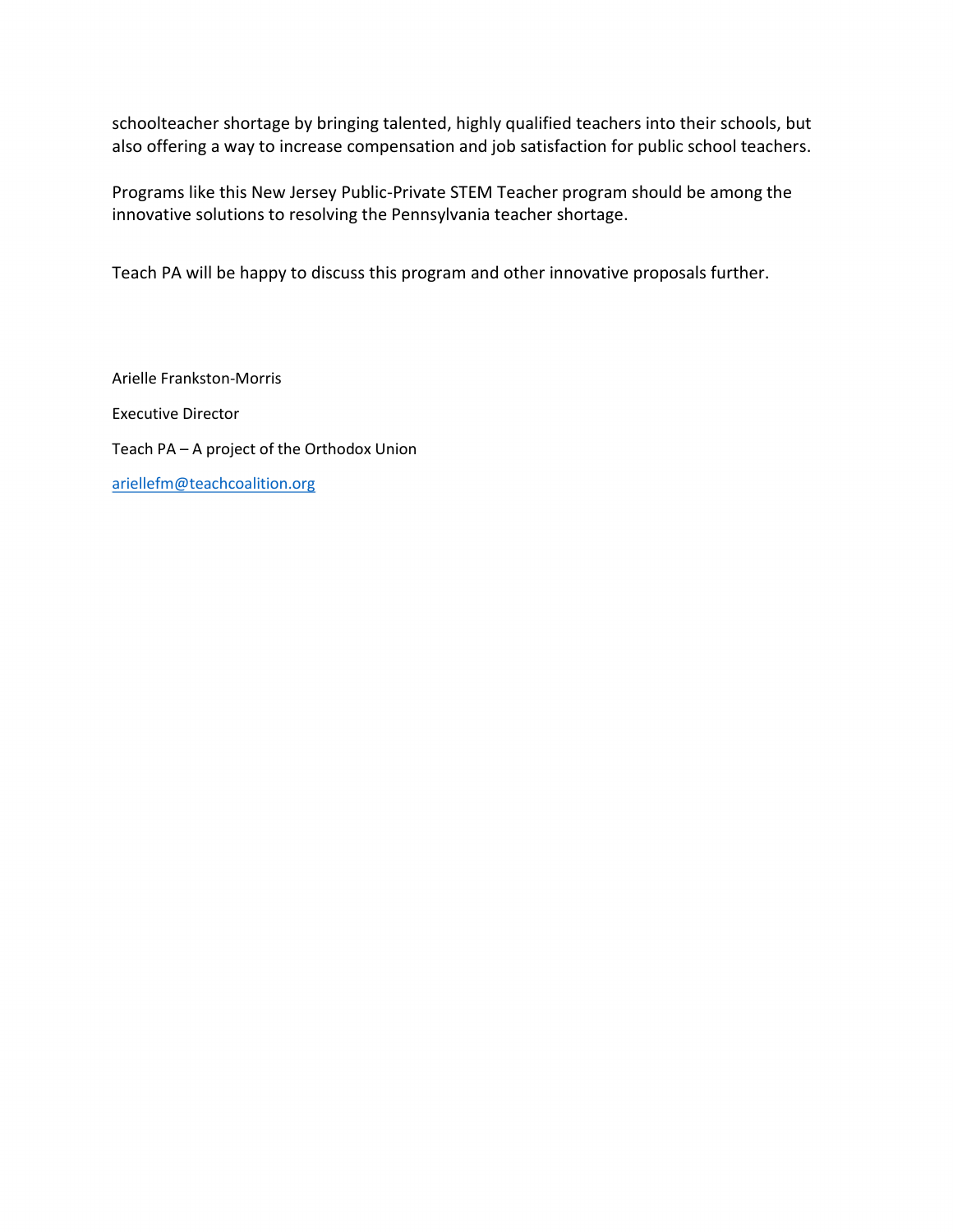schoolteacher shortage by bringing talented, highly qualified teachers into their schools, but also offering a way to increase compensation and job satisfaction for public school teachers.

Programs like this New Jersey Public-Private STEM Teacher program should be among the innovative solutions to resolving the Pennsylvania teacher shortage.

Teach PA will be happy to discuss this program and other innovative proposals further.

Arielle Frankston-Morris

Executive Director

Teach PA – A project of the Orthodox Union

ariellefm@teachcoalition.org